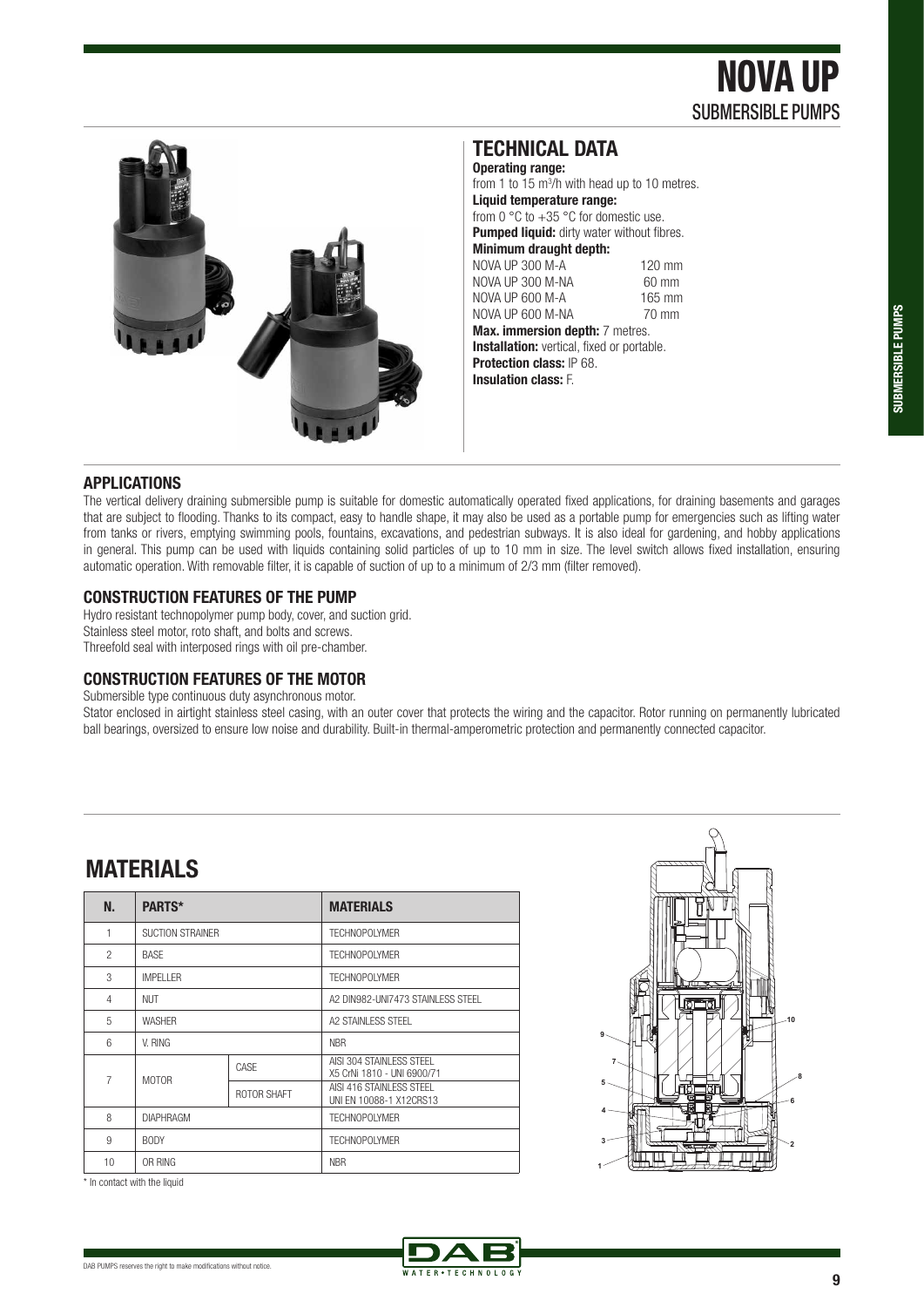# NOVA UP

## SUBMERSIBLE PUMPS

## TECHNICAL DATA

**Operating range:**
from 1 to 15 $m^3/h$ with head up to 10 metres.

**Liquid temperature range:**
from 0 °C to +35 °C for domestic use.

**Pumped liquid:** dirty water without fibres.

**Minimum draught depth:**

| | |
|---|---|
| NOVA UP 300 M-A | 120 mm |
| NOVA UP 300 M-NA | 60 mm |
| NOVA UP 600 M-A | 165 mm |
| NOVA UP 600 M-NA | 70 mm |

**Max. immersion depth:** 7 metres.

**Installation:** vertical, fixed or portable.

**Protection class:** IP 68.

**Insulation class:** F.

### APPLICATIONS

The vertical delivery draining submersible pump is suitable for domestic automatically operated fixed applications, for draining basements and garages that are subject to flooding. Thanks to its compact, easy to handle shape, it may also be used as a portable pump for emergencies such as lifting water from tanks or rivers, emptying swimming pools, fountains, excavations, and pedestrian subways. It is also ideal for gardening, and hobby applications in general. This pump can be used with liquids containing solid particles of up to 10 mm in size. The level switch allows fixed installation, ensuring automatic operation. With removable filter, it is capable of suction of up to a minimum of 2/3 mm (filter removed).

### CONSTRUCTION FEATURES OF THE PUMP

Hydro resistant technopolymer pump body, cover, and suction grid.
Stainless steel motor, roto shaft, and bolts and screws.
Threefold seal with interposed rings with oil pre-chamber.

### CONSTRUCTION FEATURES OF THE MOTOR

Submersible type continuous duty asynchronous motor.
Stator enclosed in airtight stainless steel casing, with an outer cover that protects the wiring and the capacitor. Rotor running on permanently lubricated ball bearings, oversized to ensure low noise and durability. Built-in thermal-amperometric protection and permanently connected capacitor.

## MATERIALS

| N. | PARTS* | | MATERIALS |
|---|---|---|---|
| 1 | SUCTION STRAINER | | TECHNOPOLYMER |
| 2 | BASE | | TECHNOPOLYMER |
| 3 | IMPELLER | | TECHNOPOLYMER |
| 4 | NUT | | A2 DIN982-UNI7473 STAINLESS STEEL |
| 5 | WASHER | | A2 STAINLESS STEEL |
| 6 | V. RING | | NBR |
| 7 | MOTOR | CASE | AISI 304 STAINLESS STEEL X5 CrNi 1810 - UNI 6900/71 |
| | | ROTOR SHAFT | AISI 416 STAINLESS STEEL UNI EN 10088-1 X12CRS13 |
| 8 | DIAPHRAGM | | TECHNOPOLYMER |
| 9 | BODY | | TECHNOPOLYMER |
| 10 | OR RING | | NBR |

\* In contact with the liquid

DAB PUMPS reserves the right to make modifications without notice.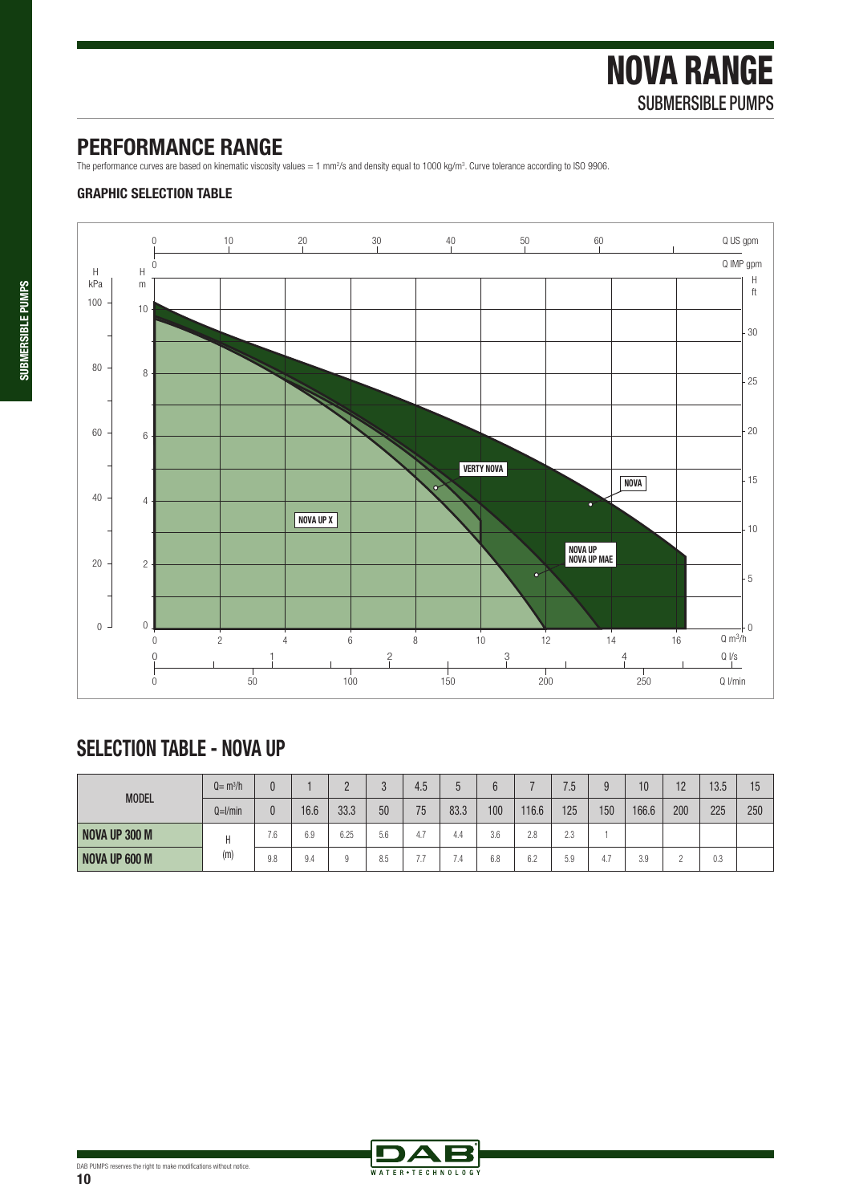# NOVA RANGE

SUBMERSIBLE PUMPS

## PERFORMANCE RANGE

The performance curves are based on kinematic viscosity values = 1 mm²/s and density equal to 1000 kg/m³. Curve tolerance according to ISO 9906.

### GRAPHIC SELECTION TABLE

## SELECTION TABLE - NOVA UP

| MODEL | $Q= m^3/h$ | 0 | 1 | 2 | 3 | 4.5 | 5 | 6 | 7 | 7.5 | 9 | 10 | 12 | 13.5 | 15 |
|---|---|---|---|---|---|---|---|---|---|---|---|---|---|---|---|
| | Q=l/min | 0 | 16.6 | 33.3 | 50 | 75 | 83.3 | 100 | 116.6 | 125 | 150 | 166.6 | 200 | 225 | 250 |
| **NOVA UP 300 M** | H (m) | 7.6 | 6.9 | 6.25 | 5.6 | 4.7 | 4.4 | 3.6 | 2.8 | 2.3 | 1 | | | | |
| **NOVA UP 600 M** | | 9.8 | 9.4 | 9 | 8.5 | 7.7 | 7.4 | 6.8 | 6.2 | 5.9 | 4.7 | 3.9 | 2 | 0.3 | |

DAB PUMPS reserves the right to make modifications without notice.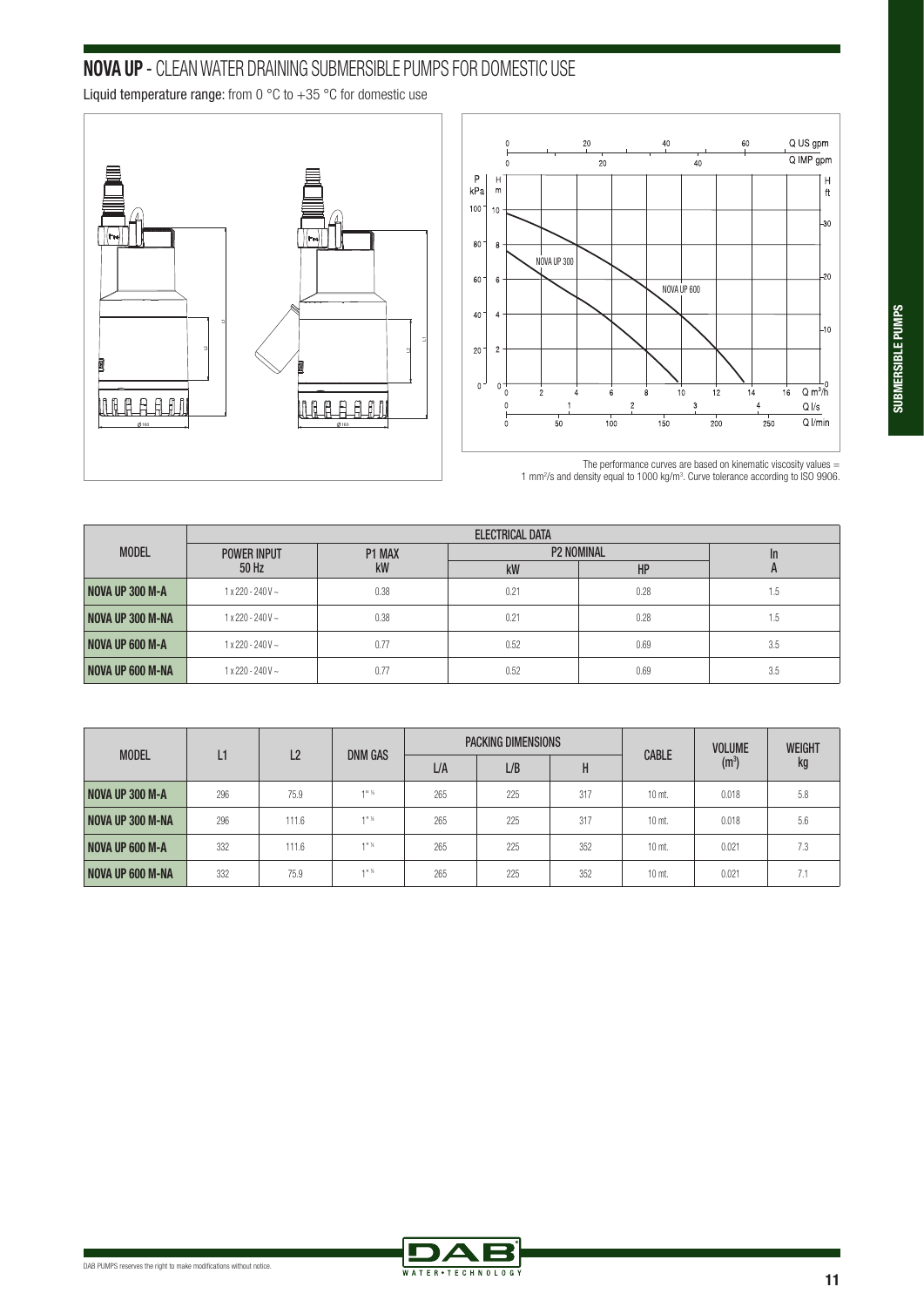## NOVA UP - CLEAN WATER DRAINING SUBMERSIBLE PUMPS FOR DOMESTIC USE

**Liquid temperature range:** from 0 °C to +35 °C for domestic use

Q US gpm
0 20 40 60
Q IMP gpm
0 20 40
P kPa
H m
H ft
100 10
80 8
60 6
40 4
20 2
0 0
30
20
10
0
NOVA UP 300
NOVA UP 600
Q m³/h
0 2 4 6 8 10 12 14 16
Q l/s
0 1 2 3 4
Q l/min
0 50 100 150 200 250

The performance curves are based on kinematic viscosity values = 1 mm²/s and density equal to 1000 kg/m³. Curve tolerance according to ISO 9906.

| MODEL | ELECTRICAL DATA | | | | |
|---|---|---|---|---|---|
| | POWER INPUT 50 Hz | P1 MAX kW | P2 NOMINAL | | In A |
| | | | kW | HP | |
| NOVA UP 300 M-A | 1 x 220 - 240 V ~ | 0.38 | 0.21 | 0.28 | 1.5 |
| NOVA UP 300 M-NA | 1 x 220 - 240 V ~ | 0.38 | 0.21 | 0.28 | 1.5 |
| NOVA UP 600 M-A | 1 x 220 - 240 V ~ | 0.77 | 0.52 | 0.69 | 3.5 |
| NOVA UP 600 M-NA | 1 x 220 - 240 V ~ | 0.77 | 0.52 | 0.69 | 3.5 |

| MODEL | L1 | L2 | DNM GAS | PACKING DIMENSIONS | | | CABLE | VOLUME (m³) | WEIGHT kg |
|---|---|---|---|---|---|---|---|---|---|
| | | | | L/A | L/B | H | | | |
| NOVA UP 300 M-A | 296 | 75.9 | 1" ¼ | 265 | 225 | 317 | 10 mt. | 0.018 | 5.8 |
| NOVA UP 300 M-NA | 296 | 111.6 | 1" ¼ | 265 | 225 | 317 | 10 mt. | 0.018 | 5.6 |
| NOVA UP 600 M-A | 332 | 111.6 | 1" ¼ | 265 | 225 | 352 | 10 mt. | 0.021 | 7.3 |
| NOVA UP 600 M-NA | 332 | 75.9 | 1" ¼ | 265 | 225 | 352 | 10 mt. | 0.021 | 7.1 |

DAB PUMPS reserves the right to make modifications without notice.